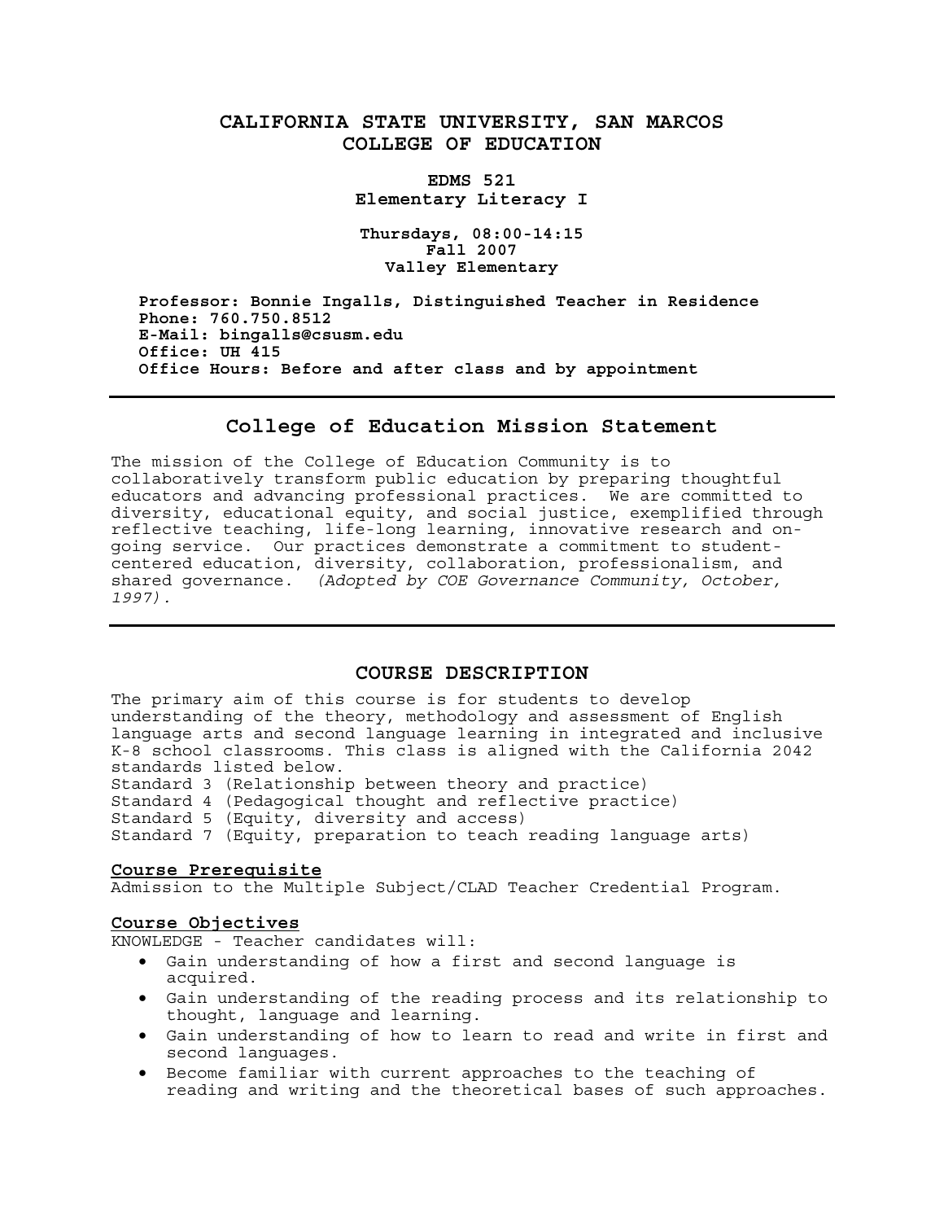# CALIFORNIA STATE UNIVERSITY, SAN MARCOS
# COLLEGE OF EDUCATION

**EDMS 521**
**Elementary Literacy I**

**Thursdays, 08:00-14:15**
**Fall 2007**
**Valley Elementary**

**Professor: Bonnie Ingalls, Distinguished Teacher in Residence**
**Phone: 760.750.8512**
**E-Mail: bingalls@csusm.edu**
**Office: UH 415**
**Office Hours: Before and after class and by appointment**

---

## College of Education Mission Statement

The mission of the College of Education Community is to collaboratively transform public education by preparing thoughtful educators and advancing professional practices. We are committed to diversity, educational equity, and social justice, exemplified through reflective teaching, life-long learning, innovative research and on-going service. Our practices demonstrate a commitment to student-centered education, diversity, collaboration, professionalism, and shared governance. *(Adopted by COE Governance Community, October, 1997).*

---

## COURSE DESCRIPTION

The primary aim of this course is for students to develop understanding of the theory, methodology and assessment of English language arts and second language learning in integrated and inclusive K-8 school classrooms. This class is aligned with the California 2042 standards listed below.
Standard 3 (Relationship between theory and practice)
Standard 4 (Pedagogical thought and reflective practice)
Standard 5 (Equity, diversity and access)
Standard 7 (Equity, preparation to teach reading language arts)

### Course Prerequisite

Admission to the Multiple Subject/CLAD Teacher Credential Program.

### Course Objectives

KNOWLEDGE - Teacher candidates will:

- Gain understanding of how a first and second language is acquired.
- Gain understanding of the reading process and its relationship to thought, language and learning.
- Gain understanding of how to learn to read and write in first and second languages.
- Become familiar with current approaches to the teaching of reading and writing and the theoretical bases of such approaches.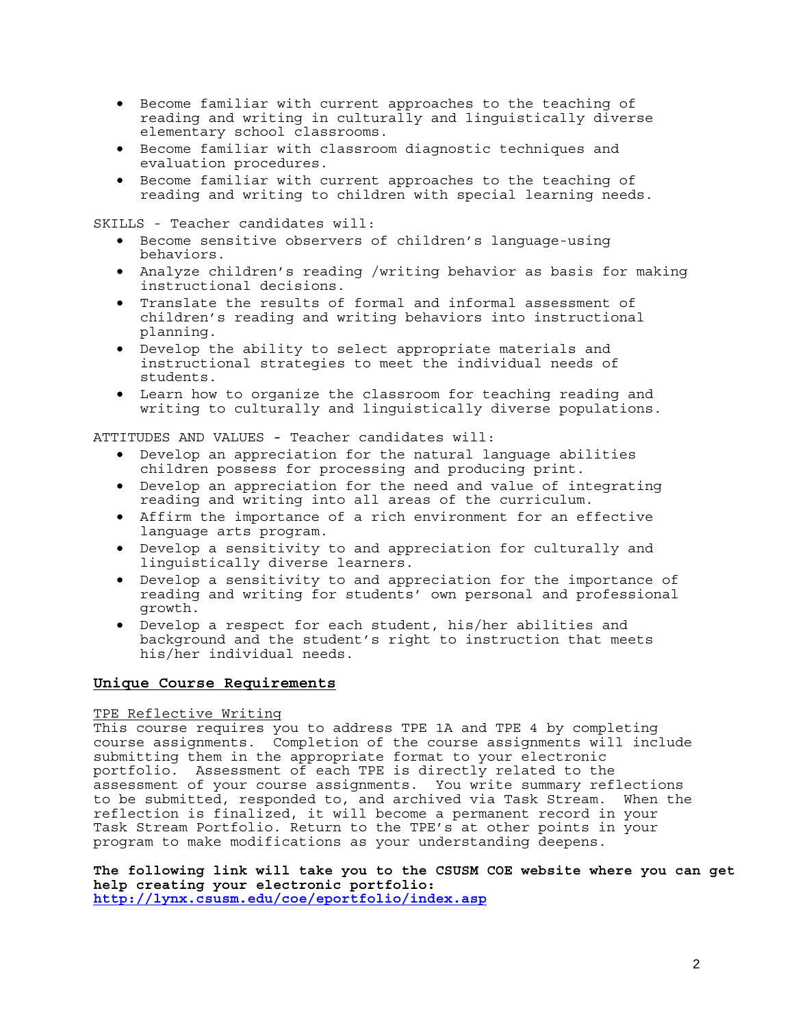- Become familiar with current approaches to the teaching of reading and writing in culturally and linguistically diverse elementary school classrooms.
- Become familiar with classroom diagnostic techniques and evaluation procedures.
- Become familiar with current approaches to the teaching of reading and writing to children with special learning needs.

SKILLS - Teacher candidates will:

- Become sensitive observers of children's language-using behaviors.
- Analyze children's reading /writing behavior as basis for making instructional decisions.
- Translate the results of formal and informal assessment of children's reading and writing behaviors into instructional planning.
- Develop the ability to select appropriate materials and instructional strategies to meet the individual needs of students.
- Learn how to organize the classroom for teaching reading and writing to culturally and linguistically diverse populations.

ATTITUDES AND VALUES - Teacher candidates will:

- Develop an appreciation for the natural language abilities children possess for processing and producing print.
- Develop an appreciation for the need and value of integrating reading and writing into all areas of the curriculum.
- Affirm the importance of a rich environment for an effective language arts program.
- Develop a sensitivity to and appreciation for culturally and linguistically diverse learners.
- Develop a sensitivity to and appreciation for the importance of reading and writing for students' own personal and professional growth.
- Develop a respect for each student, his/her abilities and background and the student's right to instruction that meets his/her individual needs.

## Unique Course Requirements

TPE Reflective Writing

This course requires you to address TPE 1A and TPE 4 by completing course assignments. Completion of the course assignments will include submitting them in the appropriate format to your electronic portfolio. Assessment of each TPE is directly related to the assessment of your course assignments. You write summary reflections to be submitted, responded to, and archived via Task Stream. When the reflection is finalized, it will become a permanent record in your Task Stream Portfolio. Return to the TPE's at other points in your program to make modifications as your understanding deepens.

**The following link will take you to the CSUSM COE website where you can get help creating your electronic portfolio:**
**http://lynx.csusm.edu/coe/eportfolio/index.asp**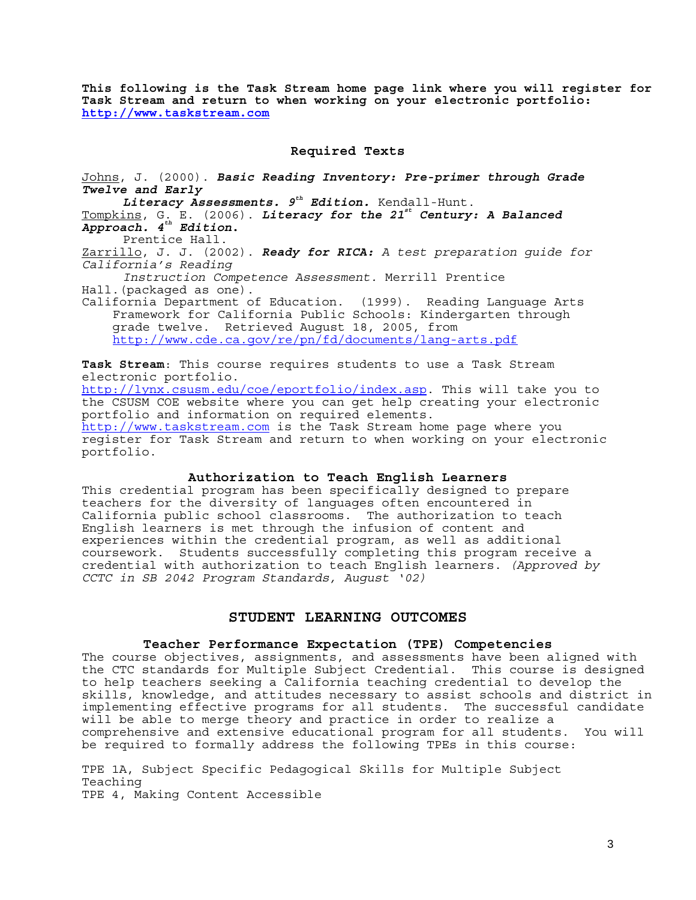**This following is the Task Stream home page link where you will register for Task Stream and return to when working on your electronic portfolio: http://www.taskstream.com**

## Required Texts

Johns, J. (2000). ***Basic Reading Inventory: Pre-primer through Grade Twelve and Early Literacy Assessments. 9th Edition.*** Kendall-Hunt.

Tompkins, G. E. (2006). ***Literacy for the 21st Century: A Balanced Approach. 4th Edition.*** Prentice Hall.

Zarrillo, J. J. (2002). ***Ready for RICA:*** *A test preparation guide for California's Reading Instruction Competence Assessment.* Merrill Prentice Hall.(packaged as one).

California Department of Education. (1999). Reading Language Arts Framework for California Public Schools: Kindergarten through grade twelve. Retrieved August 18, 2005, from http://www.cde.ca.gov/re/pn/fd/documents/lang-arts.pdf

**Task Stream**: This course requires students to use a Task Stream electronic portfolio. http://lynx.csusm.edu/coe/eportfolio/index.asp. This will take you to the CSUSM COE website where you can get help creating your electronic portfolio and information on required elements. http://www.taskstream.com is the Task Stream home page where you register for Task Stream and return to when working on your electronic portfolio.

### Authorization to Teach English Learners

This credential program has been specifically designed to prepare teachers for the diversity of languages often encountered in California public school classrooms. The authorization to teach English learners is met through the infusion of content and experiences within the credential program, as well as additional coursework. Students successfully completing this program receive a credential with authorization to teach English learners. *(Approved by CCTC in SB 2042 Program Standards, August '02)*

## STUDENT LEARNING OUTCOMES

### Teacher Performance Expectation (TPE) Competencies

The course objectives, assignments, and assessments have been aligned with the CTC standards for Multiple Subject Credential. This course is designed to help teachers seeking a California teaching credential to develop the skills, knowledge, and attitudes necessary to assist schools and district in implementing effective programs for all students. The successful candidate will be able to merge theory and practice in order to realize a comprehensive and extensive educational program for all students. You will be required to formally address the following TPEs in this course:

TPE 1A, Subject Specific Pedagogical Skills for Multiple Subject Teaching
TPE 4, Making Content Accessible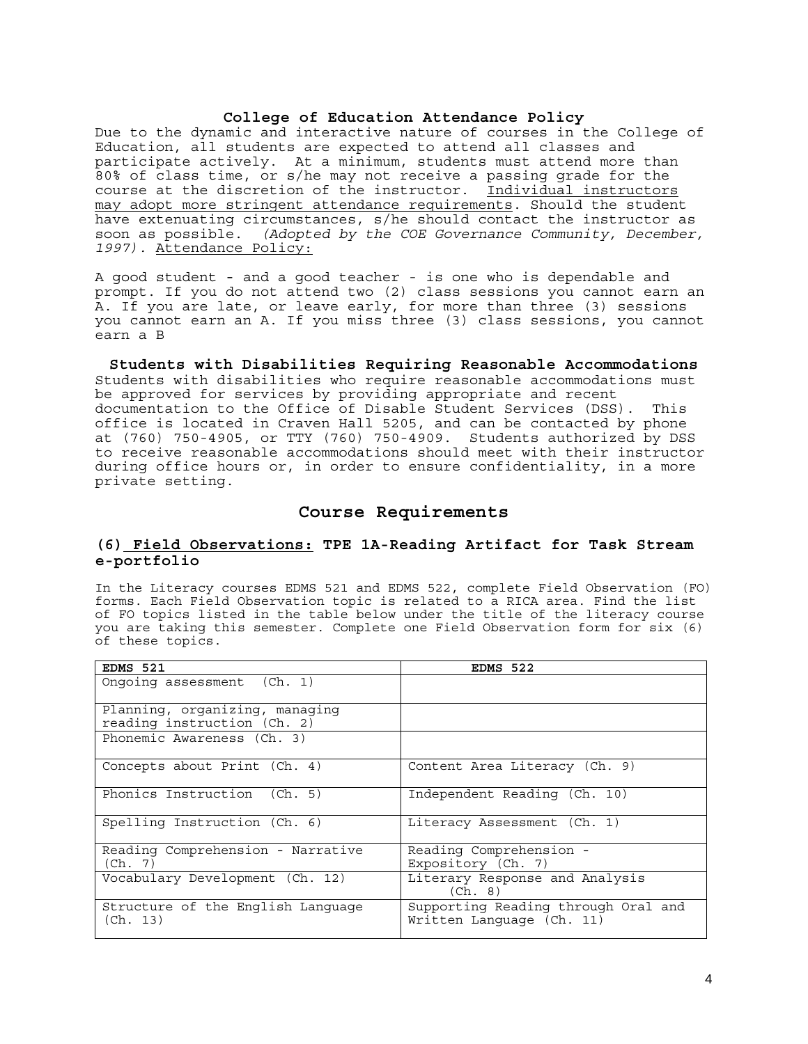### College of Education Attendance Policy

Due to the dynamic and interactive nature of courses in the College of Education, all students are expected to attend all classes and participate actively. At a minimum, students must attend more than 80% of class time, or s/he may not receive a passing grade for the course at the discretion of the instructor. Individual instructors may adopt more stringent attendance requirements. Should the student have extenuating circumstances, s/he should contact the instructor as soon as possible. *(Adopted by the COE Governance Community, December, 1997).* Attendance Policy:

A good student - and a good teacher - is one who is dependable and prompt. If you do not attend two (2) class sessions you cannot earn an A. If you are late, or leave early, for more than three (3) sessions you cannot earn an A. If you miss three (3) class sessions, you cannot earn a B

### Students with Disabilities Requiring Reasonable Accommodations

Students with disabilities who require reasonable accommodations must be approved for services by providing appropriate and recent documentation to the Office of Disable Student Services (DSS). This office is located in Craven Hall 5205, and can be contacted by phone at (760) 750-4905, or TTY (760) 750-4909. Students authorized by DSS to receive reasonable accommodations should meet with their instructor during office hours or, in order to ensure confidentiality, in a more private setting.

## Course Requirements

### (6) Field Observations: TPE 1A-Reading Artifact for Task Stream e-portfolio

In the Literacy courses EDMS 521 and EDMS 522, complete Field Observation (FO) forms. Each Field Observation topic is related to a RICA area. Find the list of FO topics listed in the table below under the title of the literacy course you are taking this semester. Complete one Field Observation form for six (6) of these topics.

| EDMS 521 | EDMS 522 |
|---|---|
| Ongoing assessment (Ch. 1) | |
| Planning, organizing, managing reading instruction (Ch. 2) | |
| Phonemic Awareness (Ch. 3) | |
| Concepts about Print (Ch. 4) | Content Area Literacy (Ch. 9) |
| Phonics Instruction (Ch. 5) | Independent Reading (Ch. 10) |
| Spelling Instruction (Ch. 6) | Literacy Assessment (Ch. 1) |
| Reading Comprehension - Narrative (Ch. 7) | Reading Comprehension - Expository (Ch. 7) |
| Vocabulary Development (Ch. 12) | Literary Response and Analysis (Ch. 8) |
| Structure of the English Language (Ch. 13) | Supporting Reading through Oral and Written Language (Ch. 11) |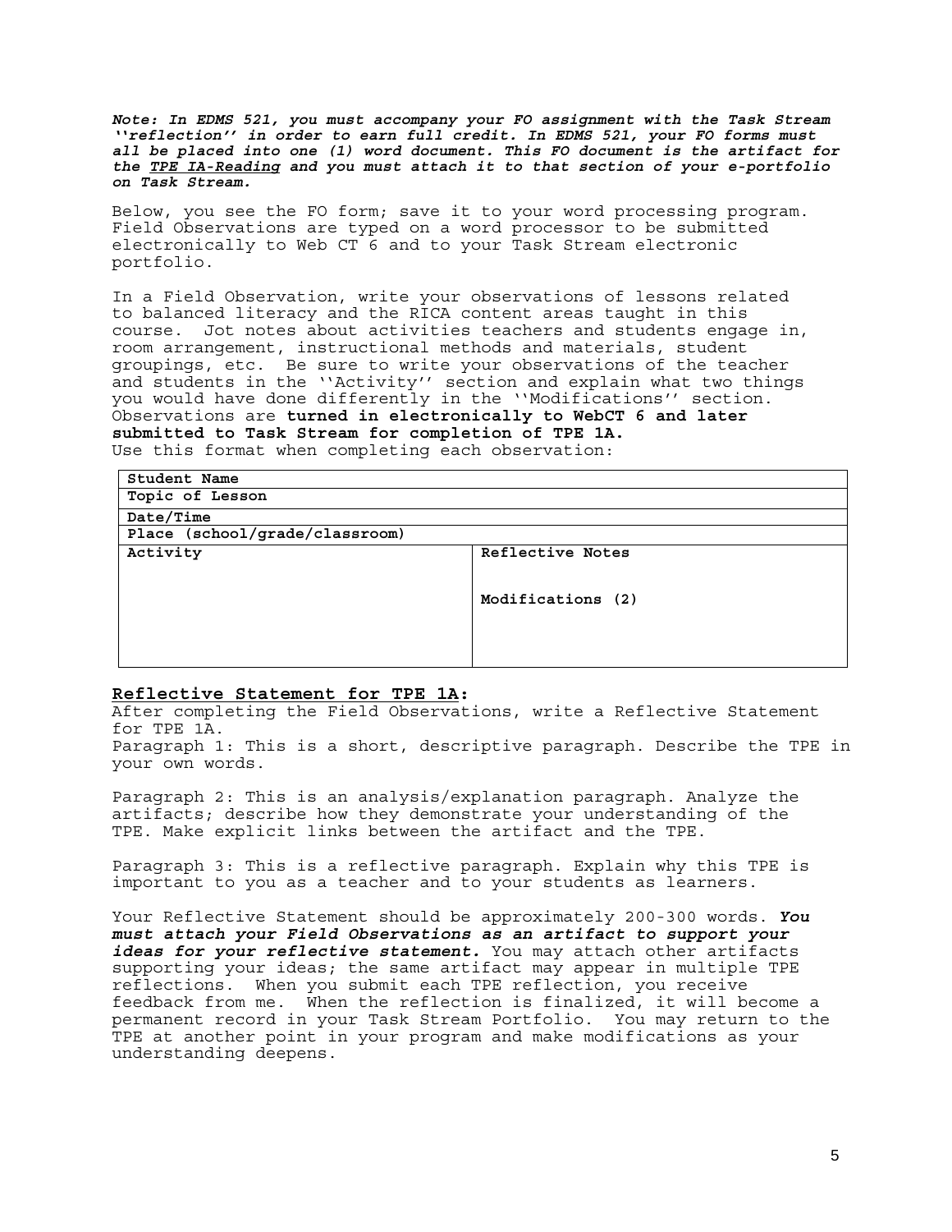***Note: In EDMS 521, you must accompany your FO assignment with the Task Stream ''reflection'' in order to earn full credit. In EDMS 521, your FO forms must all be placed into one (1) word document. This FO document is the artifact for the <u>TPE IA-Reading</u> and you must attach it to that section of your e-portfolio on Task Stream.***

Below, you see the FO form; save it to your word processing program. Field Observations are typed on a word processor to be submitted electronically to Web CT 6 and to your Task Stream electronic portfolio.

In a Field Observation, write your observations of lessons related to balanced literacy and the RICA content areas taught in this course. Jot notes about activities teachers and students engage in, room arrangement, instructional methods and materials, student groupings, etc. Be sure to write your observations of the teacher and students in the ''Activity'' section and explain what two things you would have done differently in the ''Modifications'' section. Observations are **turned in electronically to WebCT 6 and later submitted to Task Stream for completion of TPE 1A.**
Use this format when completing each observation:

| **Student Name** | |
|---|---|
| **Topic of Lesson** | |
| **Date/Time** | |
| **Place (school/grade/classroom)** | |
| **Activity** | **Reflective Notes**<br><br>**Modifications (2)** |

## <u>Reflective Statement for TPE 1A:</u>

After completing the Field Observations, write a Reflective Statement for TPE 1A.
Paragraph 1: This is a short, descriptive paragraph. Describe the TPE in your own words.

Paragraph 2: This is an analysis/explanation paragraph. Analyze the artifacts; describe how they demonstrate your understanding of the TPE. Make explicit links between the artifact and the TPE.

Paragraph 3: This is a reflective paragraph. Explain why this TPE is important to you as a teacher and to your students as learners.

Your Reflective Statement should be approximately 200-300 words. ***You must attach your Field Observations as an artifact to support your ideas for your reflective statement.*** You may attach other artifacts supporting your ideas; the same artifact may appear in multiple TPE reflections. When you submit each TPE reflection, you receive feedback from me. When the reflection is finalized, it will become a permanent record in your Task Stream Portfolio. You may return to the TPE at another point in your program and make modifications as your understanding deepens.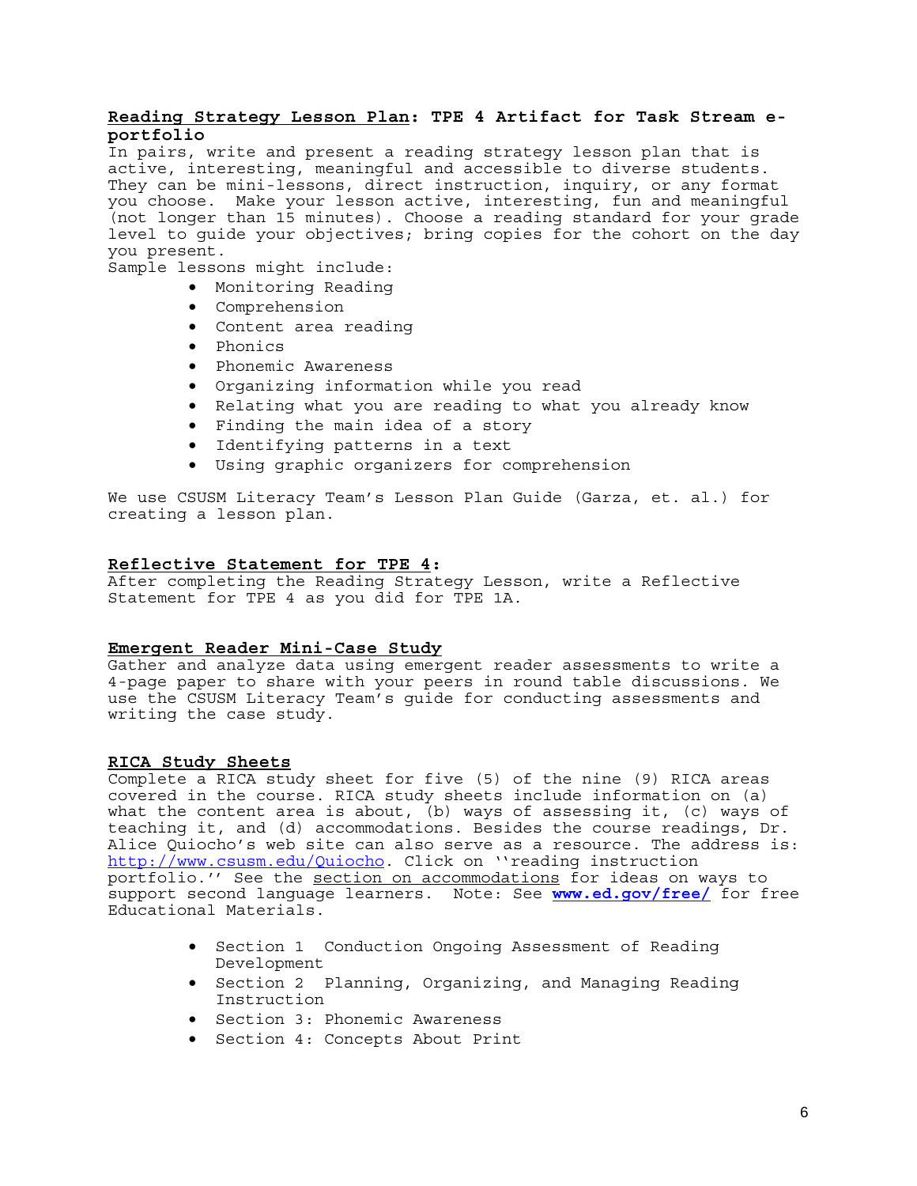**Reading Strategy Lesson Plan: TPE 4 Artifact for Task Stream e-portfolio**

In pairs, write and present a reading strategy lesson plan that is active, interesting, meaningful and accessible to diverse students. They can be mini-lessons, direct instruction, inquiry, or any format you choose. Make your lesson active, interesting, fun and meaningful (not longer than 15 minutes). Choose a reading standard for your grade level to guide your objectives; bring copies for the cohort on the day you present.

Sample lessons might include:

- Monitoring Reading
- Comprehension
- Content area reading
- Phonics
- Phonemic Awareness
- Organizing information while you read
- Relating what you are reading to what you already know
- Finding the main idea of a story
- Identifying patterns in a text
- Using graphic organizers for comprehension

We use CSUSM Literacy Team's Lesson Plan Guide (Garza, et. al.) for creating a lesson plan.

**Reflective Statement for TPE 4:**

After completing the Reading Strategy Lesson, write a Reflective Statement for TPE 4 as you did for TPE 1A.

**Emergent Reader Mini-Case Study**

Gather and analyze data using emergent reader assessments to write a 4-page paper to share with your peers in round table discussions. We use the CSUSM Literacy Team's guide for conducting assessments and writing the case study.

**RICA Study Sheets**

Complete a RICA study sheet for five (5) of the nine (9) RICA areas covered in the course. RICA study sheets include information on (a) what the content area is about, (b) ways of assessing it, (c) ways of teaching it, and (d) accommodations. Besides the course readings, Dr. Alice Quiocho's web site can also serve as a resource. The address is: http://www.csusm.edu/Quiocho. Click on ''reading instruction portfolio.'' See the section on accommodations for ideas on ways to support second language learners. Note: See **www.ed.gov/free/** for free Educational Materials.

- Section 1 Conduction Ongoing Assessment of Reading Development
- Section 2 Planning, Organizing, and Managing Reading Instruction
- Section 3: Phonemic Awareness
- Section 4: Concepts About Print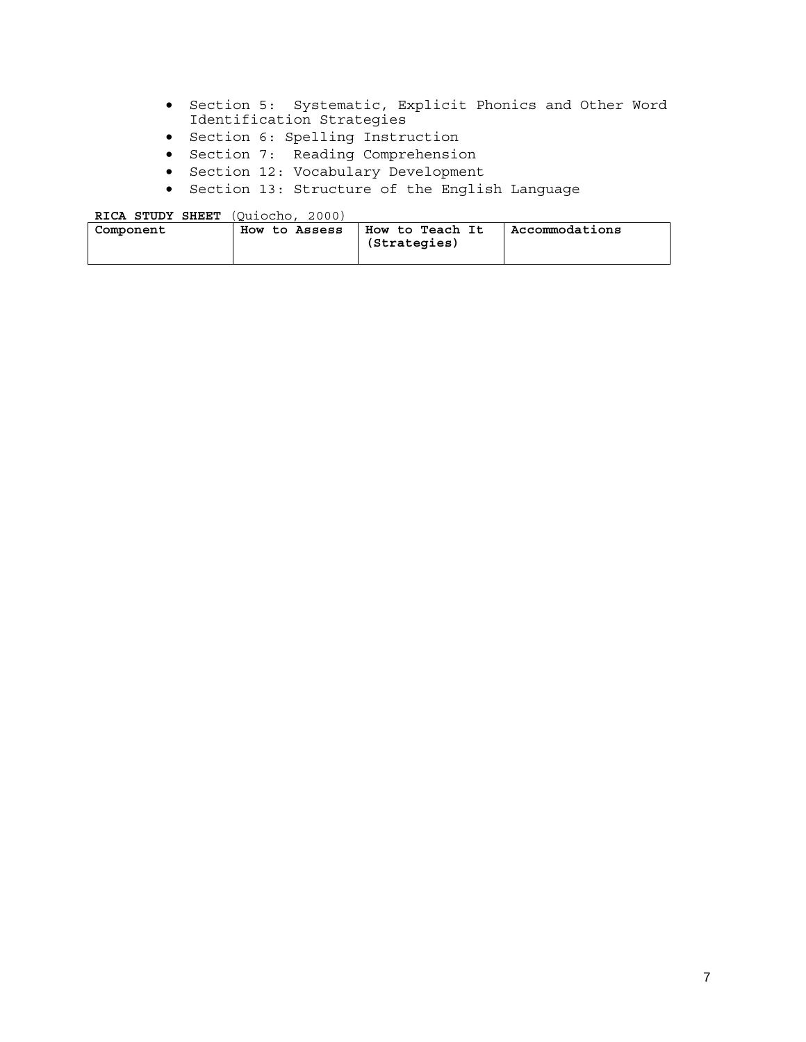- Section 5: Systematic, Explicit Phonics and Other Word Identification Strategies
- Section 6: Spelling Instruction
- Section 7: Reading Comprehension
- Section 12: Vocabulary Development
- Section 13: Structure of the English Language

**RICA STUDY SHEET** (Quiocho, 2000)

| **Component** | **How to Assess** | **How to Teach It (Strategies)** | **Accommodations** |
|---|---|---|---|
| | | | |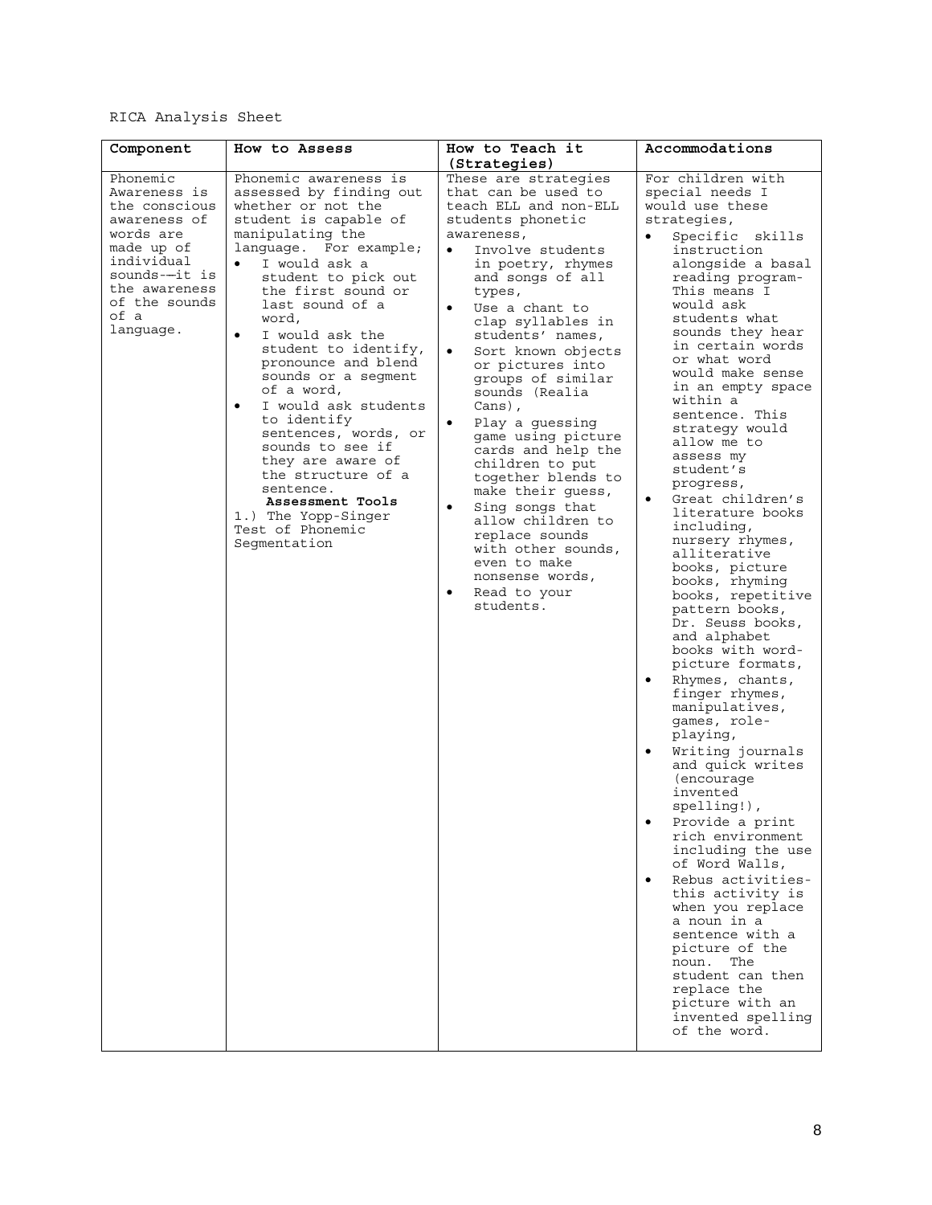RICA Analysis Sheet

| Component | How to Assess | How to Teach it (Strategies) | Accommodations |
|---|---|---|---|
| Phonemic Awareness is the conscious awareness of words are made up of individual sounds-—it is the awareness of the sounds of a language. | Phonemic awareness is assessed by finding out whether or not the student is capable of manipulating the language. For example; <br>• I would ask a student to pick out the first sound or last sound of a word, <br>• I would ask the student to identify, pronounce and blend sounds or a segment of a word, <br>• I would ask students to identify sentences, words, or sounds to see if they are aware of the structure of a sentence. <br>**Assessment Tools** <br>1.) The Yopp-Singer Test of Phonemic Segmentation | These are strategies that can be used to teach ELL and non-ELL students phonetic awareness, <br>• Involve students in poetry, rhymes and songs of all types, <br>• Use a chant to clap syllables in students' names, <br>• Sort known objects or pictures into groups of similar sounds (Realia Cans), <br>• Play a guessing game using picture cards and help the children to put together blends to make their guess, <br>• Sing songs that allow children to replace sounds with other sounds, even to make nonsense words, <br>• Read to your students. | For children with special needs I would use these strategies, <br>• Specific skills instruction alongside a basal reading program- This means I would ask students what sounds they hear in certain words or what word would make sense in an empty space within a sentence. This strategy would allow me to assess my student's progress, <br>• Great children's literature books including, nursery rhymes, alliterative books, picture books, rhyming books, repetitive pattern books, Dr. Seuss books, and alphabet books with word-picture formats, <br>• Rhymes, chants, finger rhymes, manipulatives, games, role-playing, <br>• Writing journals and quick writes (encourage invented spelling!), <br>• Provide a print rich environment including the use of Word Walls, <br>• Rebus activities- this activity is when you replace a noun in a sentence with a picture of the noun. The student can then replace the picture with an invented spelling of the word. |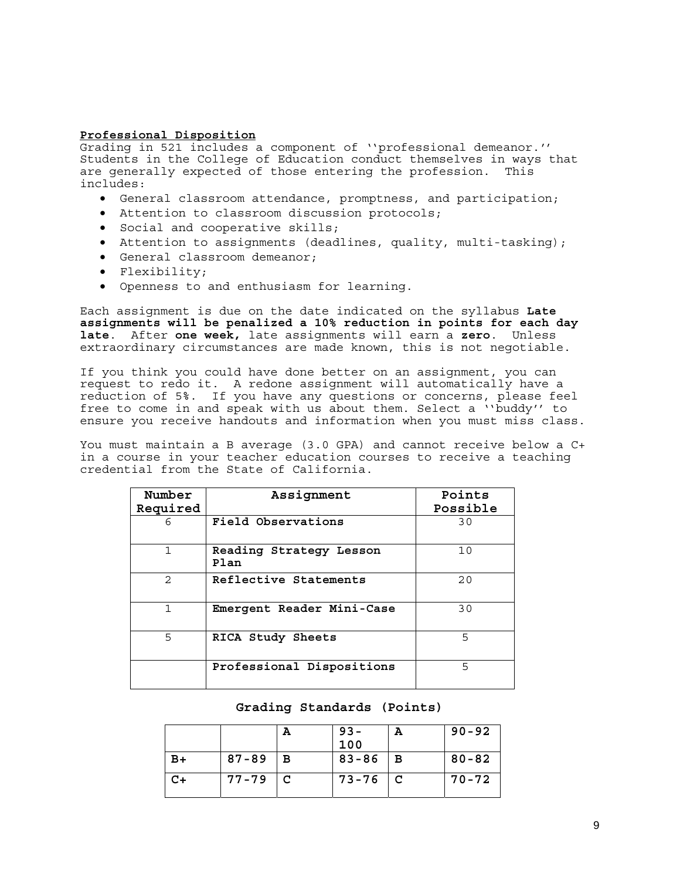**Professional Disposition**

Grading in 521 includes a component of ''professional demeanor.'' Students in the College of Education conduct themselves in ways that are generally expected of those entering the profession. This includes:

- General classroom attendance, promptness, and participation;
- Attention to classroom discussion protocols;
- Social and cooperative skills;
- Attention to assignments (deadlines, quality, multi-tasking);
- General classroom demeanor;
- Flexibility;
- Openness to and enthusiasm for learning.

Each assignment is due on the date indicated on the syllabus **Late assignments will be penalized a 10% reduction in points for each day late**. After **one week,** late assignments will earn a **zero**. Unless extraordinary circumstances are made known, this is not negotiable.

If you think you could have done better on an assignment, you can request to redo it. A redone assignment will automatically have a reduction of 5%. If you have any questions or concerns, please feel free to come in and speak with us about them. Select a ''buddy'' to ensure you receive handouts and information when you must miss class.

You must maintain a B average (3.0 GPA) and cannot receive below a C+ in a course in your teacher education courses to receive a teaching credential from the State of California.

| Number Required | Assignment | Points Possible |
|---|---|---|
| 6 | **Field Observations** | 30 |
| 1 | **Reading Strategy Lesson Plan** | 10 |
| 2 | **Reflective Statements** | 20 |
| 1 | **Emergent Reader Mini-Case** | 30 |
| 5 | **RICA Study Sheets** | 5 |
|  | **Professional Dispositions** | 5 |

**Grading Standards (Points)**

|  |  |  |  |  |  |
|---|---|---|---|---|---|
|  |  | **A** | **93-100** | **A** | **90-92** |
| **B+** | **87-89** | **B** | **83-86** | **B** | **80-82** |
| **C+** | **77-79** | **C** | **73-76** | **C** | **70-72** |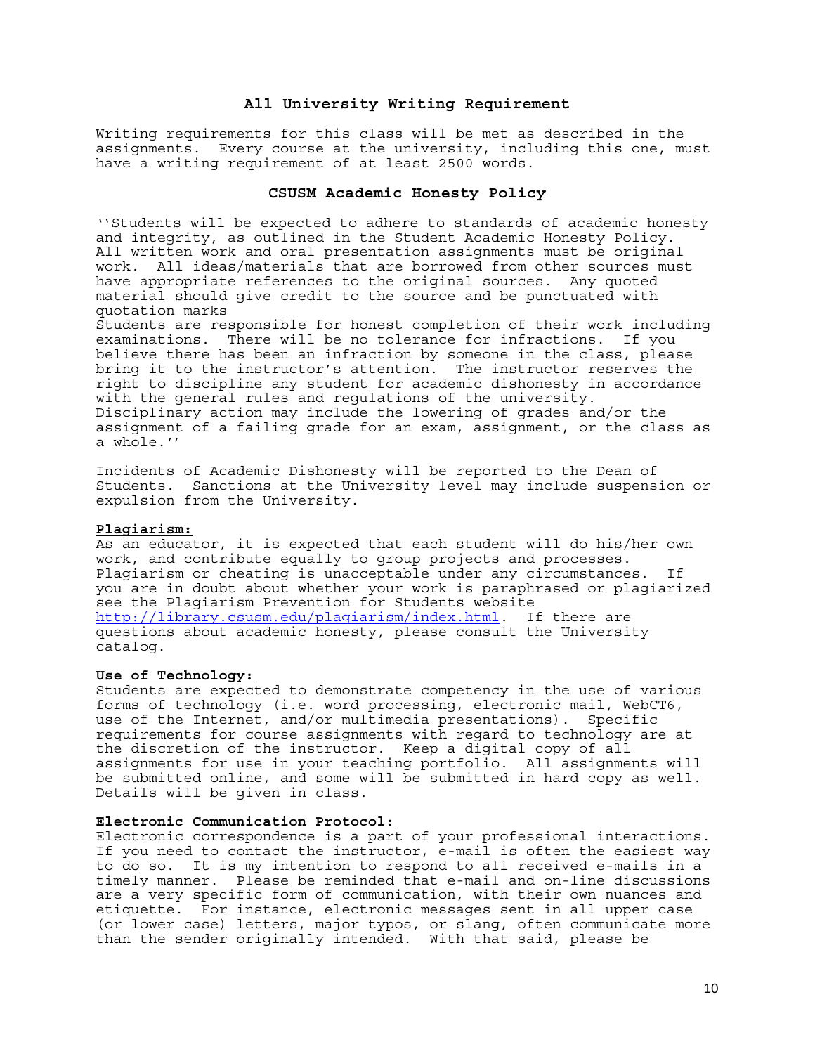## All University Writing Requirement

Writing requirements for this class will be met as described in the assignments. Every course at the university, including this one, must have a writing requirement of at least 2500 words.

## CSUSM Academic Honesty Policy

''Students will be expected to adhere to standards of academic honesty and integrity, as outlined in the Student Academic Honesty Policy. All written work and oral presentation assignments must be original work. All ideas/materials that are borrowed from other sources must have appropriate references to the original sources. Any quoted material should give credit to the source and be punctuated with quotation marks

Students are responsible for honest completion of their work including examinations. There will be no tolerance for infractions. If you believe there has been an infraction by someone in the class, please bring it to the instructor's attention. The instructor reserves the right to discipline any student for academic dishonesty in accordance with the general rules and regulations of the university. Disciplinary action may include the lowering of grades and/or the assignment of a failing grade for an exam, assignment, or the class as a whole.''

Incidents of Academic Dishonesty will be reported to the Dean of Students. Sanctions at the University level may include suspension or expulsion from the University.

**Plagiarism:**

As an educator, it is expected that each student will do his/her own work, and contribute equally to group projects and processes. Plagiarism or cheating is unacceptable under any circumstances. If you are in doubt about whether your work is paraphrased or plagiarized see the Plagiarism Prevention for Students website http://library.csusm.edu/plagiarism/index.html. If there are questions about academic honesty, please consult the University catalog.

**Use of Technology:**

Students are expected to demonstrate competency in the use of various forms of technology (i.e. word processing, electronic mail, WebCT6, use of the Internet, and/or multimedia presentations). Specific requirements for course assignments with regard to technology are at the discretion of the instructor. Keep a digital copy of all assignments for use in your teaching portfolio. All assignments will be submitted online, and some will be submitted in hard copy as well. Details will be given in class.

**Electronic Communication Protocol:**

Electronic correspondence is a part of your professional interactions. If you need to contact the instructor, e-mail is often the easiest way to do so. It is my intention to respond to all received e-mails in a timely manner. Please be reminded that e-mail and on-line discussions are a very specific form of communication, with their own nuances and etiquette. For instance, electronic messages sent in all upper case (or lower case) letters, major typos, or slang, often communicate more than the sender originally intended. With that said, please be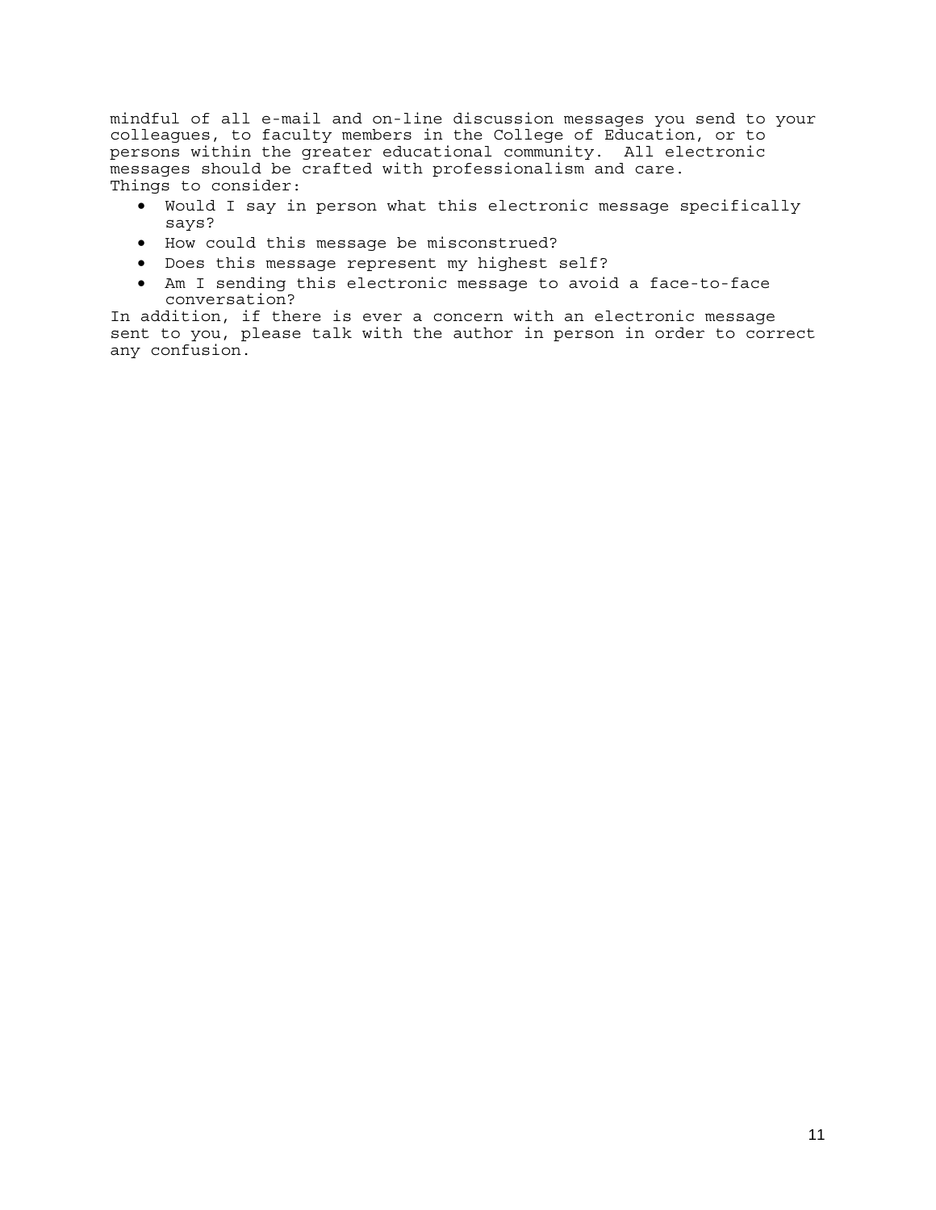mindful of all e-mail and on-line discussion messages you send to your colleagues, to faculty members in the College of Education, or to persons within the greater educational community. All electronic messages should be crafted with professionalism and care.
Things to consider:

- Would I say in person what this electronic message specifically says?
- How could this message be misconstrued?
- Does this message represent my highest self?
- Am I sending this electronic message to avoid a face-to-face conversation?

In addition, if there is ever a concern with an electronic message sent to you, please talk with the author in person in order to correct any confusion.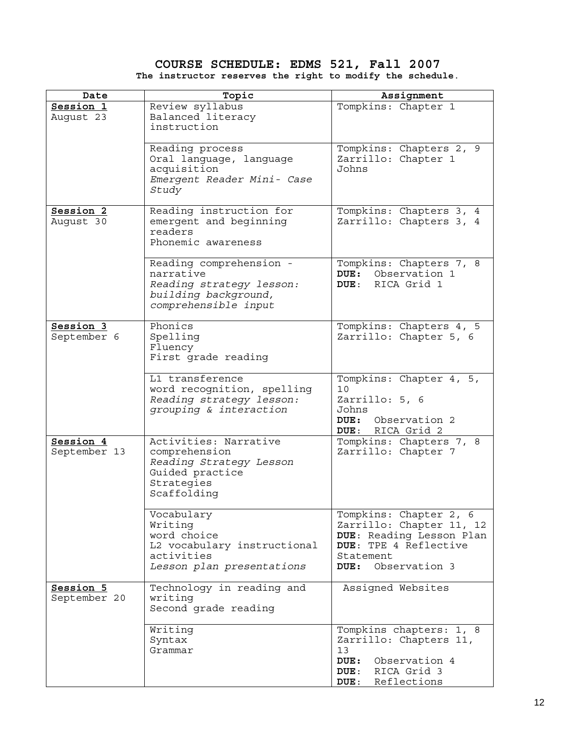# COURSE SCHEDULE: EDMS 521, Fall 2007

**The instructor reserves the right to modify the schedule.**

| Date | Topic | Assignment |
|---|---|---|
| **Session 1**<br>August 23 | Review syllabus<br>Balanced literacy instruction | Tompkins: Chapter 1 |
| | Reading process<br>Oral language, language acquisition<br>*Emergent Reader Mini- Case Study* | Tompkins: Chapters 2, 9<br>Zarrillo: Chapter 1<br>Johns |
| **Session 2**<br>August 30 | Reading instruction for emergent and beginning readers<br>Phonemic awareness | Tompkins: Chapters 3, 4<br>Zarrillo: Chapters 3, 4 |
| | Reading comprehension - narrative<br>*Reading strategy lesson: building background, comprehensible input* | Tompkins: Chapters 7, 8<br>**DUE:** Observation 1<br>**DUE**: RICA Grid 1 |
| **Session 3**<br>September 6 | Phonics<br>Spelling<br>Fluency<br>First grade reading | Tompkins: Chapters 4, 5<br>Zarrillo: Chapter 5, 6 |
| | L1 transference<br>word recognition, spelling<br>*Reading strategy lesson: grouping & interaction* | Tompkins: Chapter 4, 5, 10<br>Zarrillo: 5, 6<br>Johns<br>**DUE:** Observation 2<br>**DUE**: RICA Grid 2 |
| **Session 4**<br>September 13 | Activities: Narrative comprehension<br>*Reading Strategy Lesson*<br>Guided practice<br>Strategies<br>Scaffolding | Tompkins: Chapters 7, 8<br>Zarrillo: Chapter 7 |
| | Vocabulary<br>Writing<br>word choice<br>L2 vocabulary instructional activities<br>*Lesson plan presentations* | Tompkins: Chapter 2, 6<br>Zarrillo: Chapter 11, 12<br>**DUE**: Reading Lesson Plan<br>**DUE**: TPE 4 Reflective Statement<br>**DUE:** Observation 3 |
| **Session 5**<br>September 20 | Technology in reading and writing<br>Second grade reading | Assigned Websites |
| | Writing<br>Syntax<br>Grammar | Tompkins chapters: 1, 8<br>Zarrillo: Chapters 11, 13<br>**DUE:** Observation 4<br>**DUE**: RICA Grid 3<br>**DUE**: Reflections |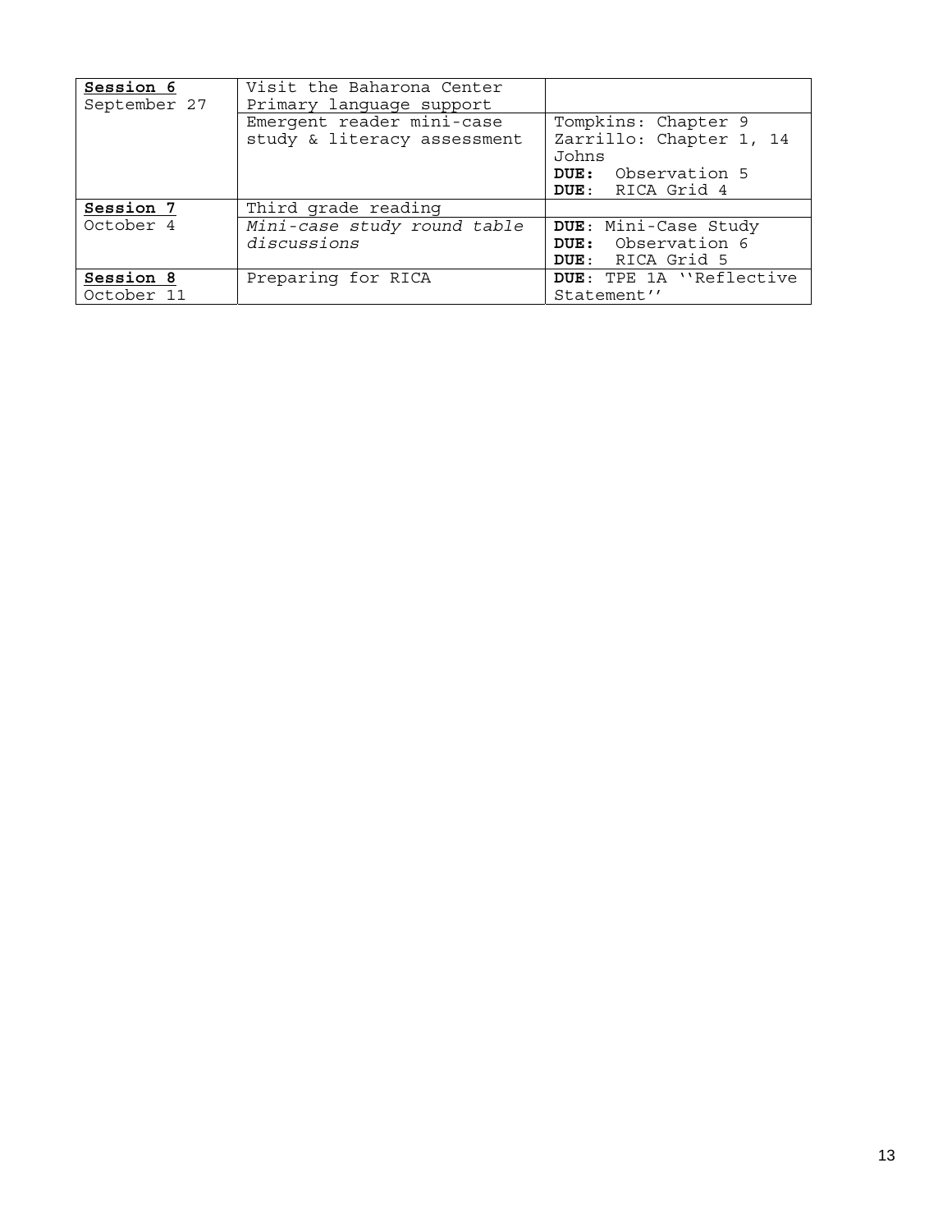| **Session 6**<br>September 27 | Visit the Baharona Center<br>Primary language support | |
|---|---|---|
| | Emergent reader mini-case study & literacy assessment | Tompkins: Chapter 9<br>Zarrillo: Chapter 1, 14<br>Johns<br>**DUE:** Observation 5<br>**DUE**: RICA Grid 4 |
| **Session 7**<br>October 4 | Third grade reading | |
| | *Mini-case study round table discussions* | **DUE**: Mini-Case Study<br>**DUE:** Observation 6<br>**DUE**: RICA Grid 5 |
| **Session 8**<br>October 11 | Preparing for RICA | **DUE**: TPE 1A ''Reflective Statement'' |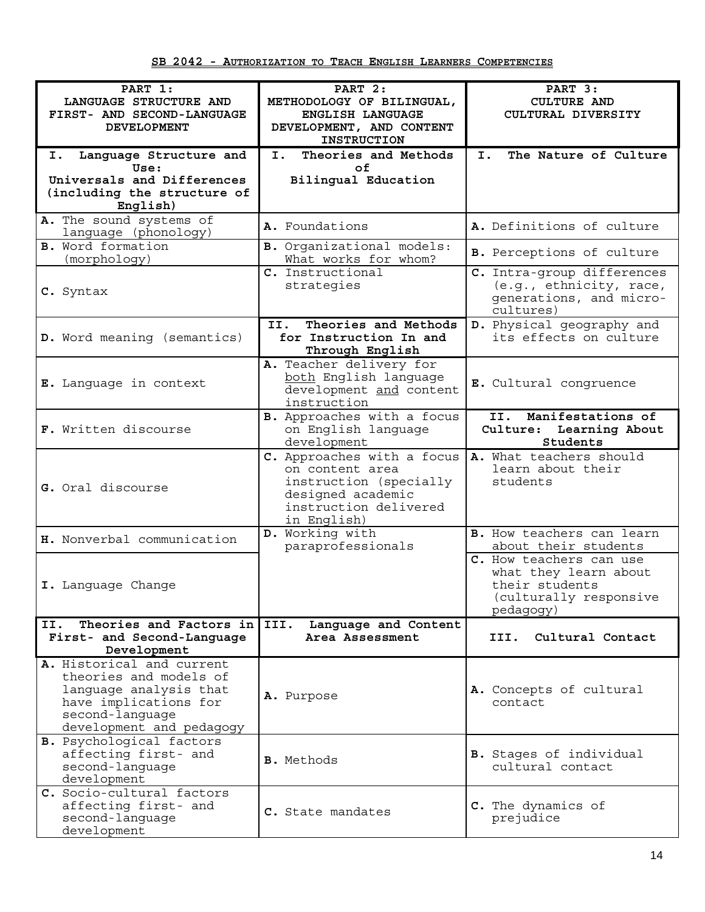## SB 2042 - Authorization to Teach English Learners Competencies

| PART 1: LANGUAGE STRUCTURE AND FIRST- AND SECOND-LANGUAGE DEVELOPMENT | PART 2: METHODOLOGY OF BILINGUAL, ENGLISH LANGUAGE DEVELOPMENT, AND CONTENT INSTRUCTION | PART 3: CULTURE AND CULTURAL DIVERSITY |
|---|---|---|
| **I. Language Structure and Use: Universals and Differences (including the structure of English)** | **I. Theories and Methods of Bilingual Education** | **I. The Nature of Culture** |
| **A.** The sound systems of language (phonology) | **A.** Foundations | **A.** Definitions of culture |
| **B.** Word formation (morphology) | **B.** Organizational models: What works for whom? | **B.** Perceptions of culture |
| **C.** Syntax | **C.** Instructional strategies | **C.** Intra-group differences (e.g., ethnicity, race, generations, and micro-cultures) |
| **D.** Word meaning (semantics) | **II. Theories and Methods for Instruction In and Through English** | **D.** Physical geography and its effects on culture |
| **E.** Language in context | **A.** Teacher delivery for both English language development and content instruction | **E.** Cultural congruence |
| **F.** Written discourse | **B.** Approaches with a focus on English language development | **II. Manifestations of Culture: Learning About Students** |
| **G.** Oral discourse | **C.** Approaches with a focus on content area instruction (specially designed academic instruction delivered in English) | **A.** What teachers should learn about their students |
| **H.** Nonverbal communication | **D.** Working with paraprofessionals | **B.** How teachers can learn about their students |
| **I.** Language Change | | **C.** How teachers can use what they learn about their students (culturally responsive pedagogy) |
| **II. Theories and Factors in First- and Second-Language Development** | **III. Language and Content Area Assessment** | **III. Cultural Contact** |
| **A.** Historical and current theories and models of language analysis that have implications for second-language development and pedagogy | **A.** Purpose | **A.** Concepts of cultural contact |
| **B.** Psychological factors affecting first- and second-language development | **B.** Methods | **B.** Stages of individual cultural contact |
| **C.** Socio-cultural factors affecting first- and second-language development | **C.** State mandates | **C.** The dynamics of prejudice |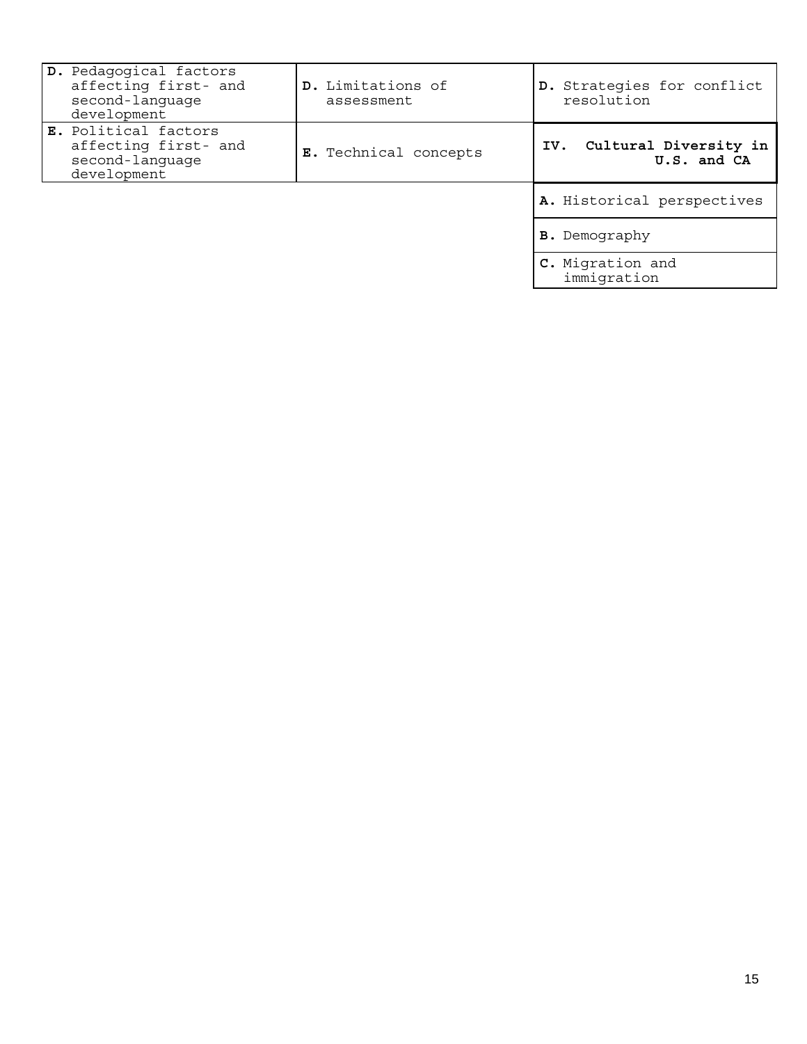| | | |
|---|---|---|
| **D.** Pedagogical factors affecting first- and second-language development | **D.** Limitations of assessment | **D.** Strategies for conflict resolution |
| **E.** Political factors affecting first- and second-language development | **E.** Technical concepts | **IV. Cultural Diversity in U.S. and CA** |
| | | **A.** Historical perspectives |
| | | **B.** Demography |
| | | **C.** Migration and immigration |